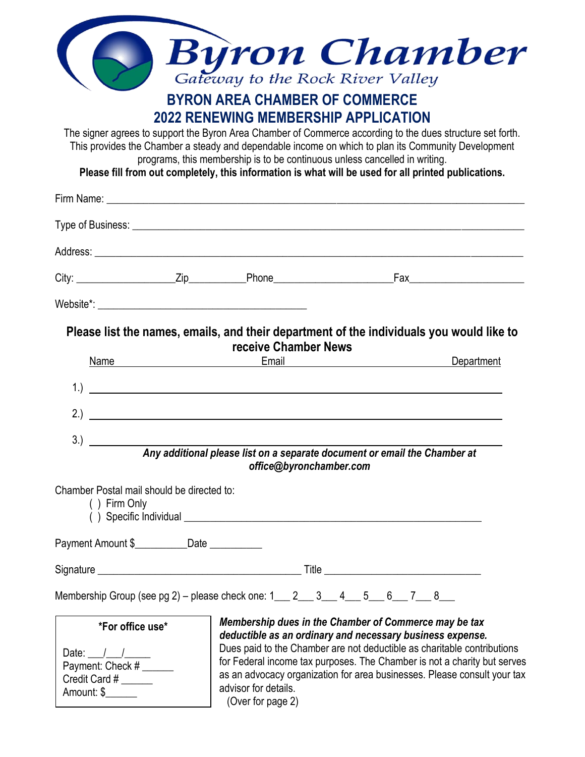# Byron Chamber

*Gateway to the Rock River Valley*

## BYRON AREA CHAMBER OF COMMERCE
## 2022 RENEWING MEMBERSHIP APPLICATION

The signer agrees to support the Byron Area Chamber of Commerce according to the dues structure set forth. This provides the Chamber a steady and dependable income on which to plan its Community Development programs, this membership is to be continuous unless cancelled in writing.

**Please fill from out completely, this information is what will be used for all printed publications.**

Firm Name: ______________________________________________________________________

Type of Business: _________________________________________________________________

Address: ________________________________________________________________________

City: ____________________Zip___________Phone______________________Fax______________________

Website*: ________________________________________

**Please list the names, emails, and their department of the individuals you would like to receive Chamber News**

| Name | Email | Department |
|---|---|---|
| 1.) | | |
| 2.) | | |
| 3.) | | |

***Any additional please list on a separate document or email the Chamber at office@byronchamber.com***

Chamber Postal mail should be directed to:

( ) Firm Only
( ) Specific Individual ________________________________________________________

Payment Amount $__________Date __________

Signature ______________________________________ Title _____________________________

Membership Group (see pg 2) – please check one: 1___ 2___ 3___ 4___ 5___ 6___ 7___ 8___

**\*For office use\***

Date: ___/___/_____
Payment: Check # ______
Credit Card # ______
Amount: $______

***Membership dues in the Chamber of Commerce may be tax deductible as an ordinary and necessary business expense.*** Dues paid to the Chamber are not deductible as charitable contributions for Federal income tax purposes. The Chamber is not a charity but serves as an advocacy organization for area businesses. Please consult your tax advisor for details.

(Over for page 2)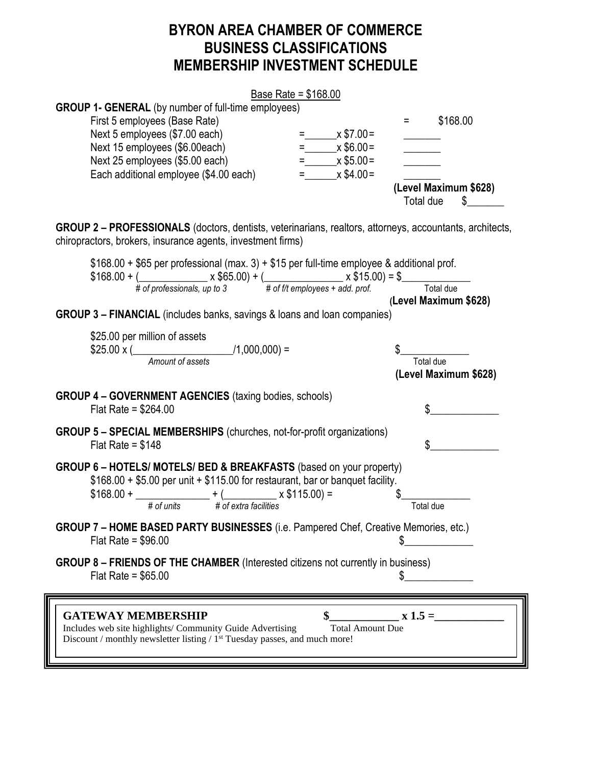# BYRON AREA CHAMBER OF COMMERCE
# BUSINESS CLASSIFICATIONS
# MEMBERSHIP INVESTMENT SCHEDULE

Base Rate = $168.00

**GROUP 1- GENERAL** (by number of full-time employees)

| | | |
|---|---|---|
| First 5 employees (Base Rate) | | = $168.00 |
| Next 5 employees ($7.00 each) | =______x $7.00 = | _______ |
| Next 15 employees ($6.00each) | =______x $6.00 = | _______ |
| Next 25 employees ($5.00 each) | =______x $5.00 = | _______ |
| Each additional employee ($4.00 each) | =______x $4.00 = | _______ |

**(Level Maximum $628)**
Total due $_______

**GROUP 2 – PROFESSIONALS** (doctors, dentists, veterinarians, realtors, attorneys, accountants, architects, chiropractors, brokers, insurance agents, investment firms)

$168.00 + $65 per professional (max. 3) + $15 per full-time employee & additional prof.

$168.00 + (_____________ x $65.00) + (_______________ x $15.00) = $_____________

*# of professionals, up to 3* *# of f/t employees + add. prof.* Total due

**(Level Maximum $628)**

**GROUP 3 – FINANCIAL** (includes banks, savings & loans and loan companies)

$25.00 per million of assets

$25.00 x (__________________/1,000,000) = $_____________

*Amount of assets* Total due

**(Level Maximum $628)**

**GROUP 4 – GOVERNMENT AGENCIES** (taxing bodies, schools)
Flat Rate = $264.00 $_____________

**GROUP 5 – SPECIAL MEMBERSHIPS** (churches, not-for-profit organizations)
Flat Rate = $148 $_____________

**GROUP 6 – HOTELS/ MOTELS/ BED & BREAKFASTS** (based on your property)
$168.00 + $5.00 per unit + $115.00 for restaurant, bar or banquet facility.

$168.00 + _____________ + (_________ x $115.00) = $_____________

*# of units* *# of extra facilities* Total due

**GROUP 7 – HOME BASED PARTY BUSINESSES** (i.e. Pampered Chef, Creative Memories, etc.)
Flat Rate = $96.00 $_____________

**GROUP 8 – FRIENDS OF THE CHAMBER** (Interested citizens not currently in business)
Flat Rate = $65.00 $_____________

**GATEWAY MEMBERSHIP** **$____________ x 1.5 =____________**
Includes web site highlights/ Community Guide Advertising Total Amount Due
Discount / monthly newsletter listing / 1st Tuesday passes, and much more!